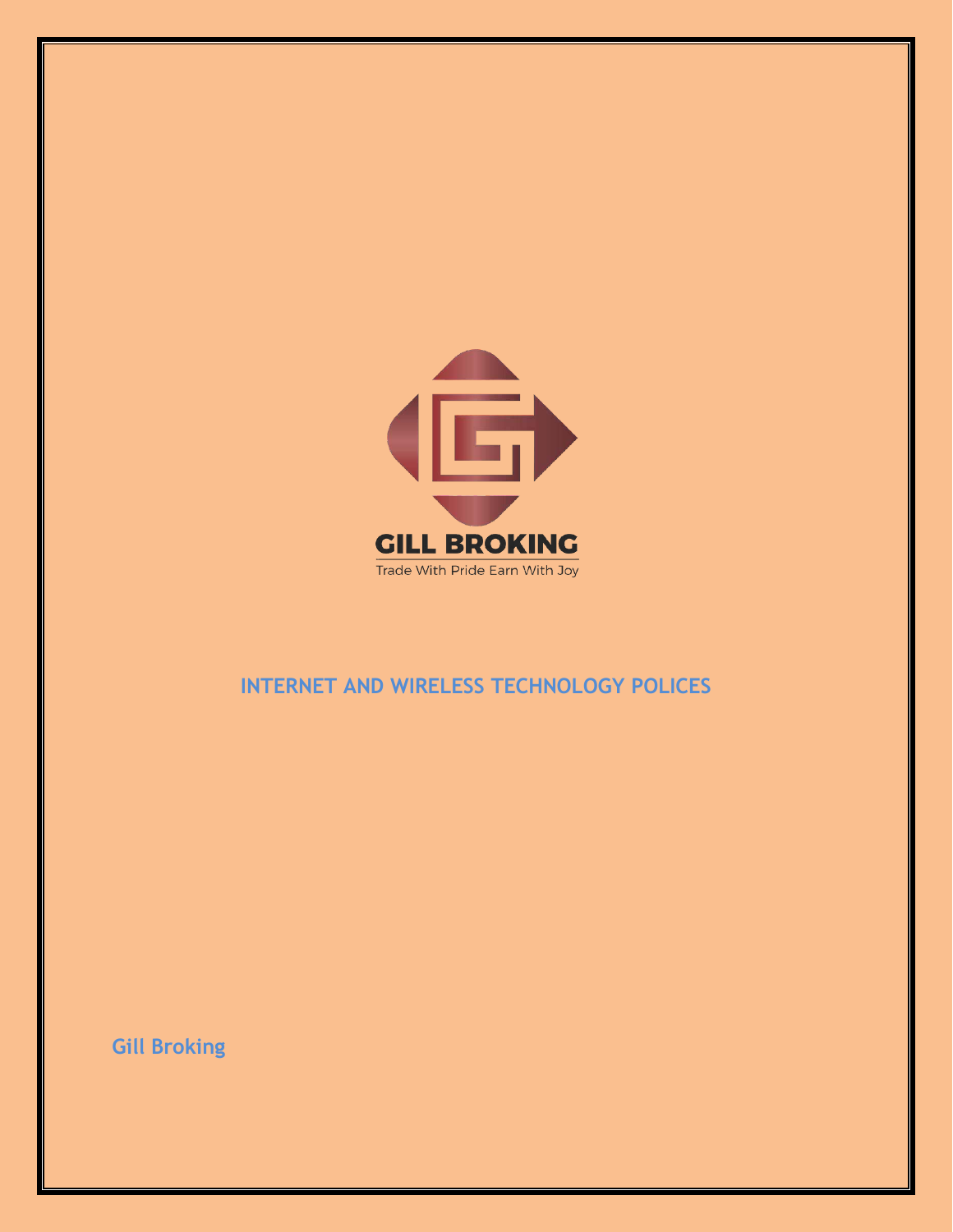GILL BROKING

Trade With Pride Earn With Joy

# INTERNET AND WIRELESS TECHNOLOGY POLICES

**Gill Broking**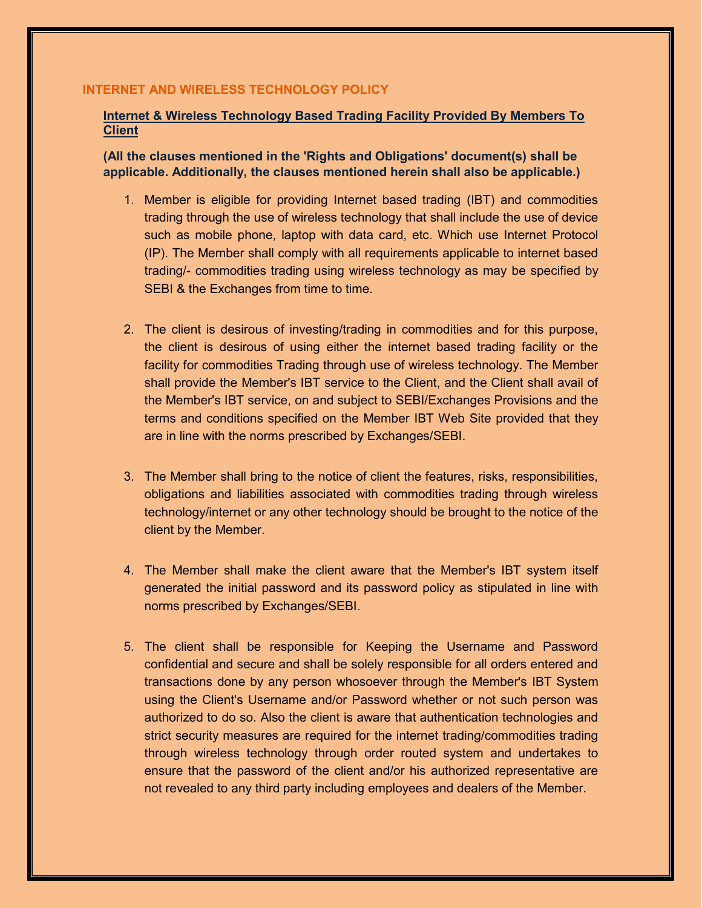## INTERNET AND WIRELESS TECHNOLOGY POLICY

### Internet & Wireless Technology Based Trading Facility Provided By Members To Client

**(All the clauses mentioned in the 'Rights and Obligations' document(s) shall be applicable. Additionally, the clauses mentioned herein shall also be applicable.)**

1. Member is eligible for providing Internet based trading (IBT) and commodities trading through the use of wireless technology that shall include the use of device such as mobile phone, laptop with data card, etc. Which use Internet Protocol (IP). The Member shall comply with all requirements applicable to internet based trading/- commodities trading using wireless technology as may be specified by SEBI & the Exchanges from time to time.

2. The client is desirous of investing/trading in commodities and for this purpose, the client is desirous of using either the internet based trading facility or the facility for commodities Trading through use of wireless technology. The Member shall provide the Member's IBT service to the Client, and the Client shall avail of the Member's IBT service, on and subject to SEBI/Exchanges Provisions and the terms and conditions specified on the Member IBT Web Site provided that they are in line with the norms prescribed by Exchanges/SEBI.

3. The Member shall bring to the notice of client the features, risks, responsibilities, obligations and liabilities associated with commodities trading through wireless technology/internet or any other technology should be brought to the notice of the client by the Member.

4. The Member shall make the client aware that the Member's IBT system itself generated the initial password and its password policy as stipulated in line with norms prescribed by Exchanges/SEBI.

5. The client shall be responsible for Keeping the Username and Password confidential and secure and shall be solely responsible for all orders entered and transactions done by any person whosoever through the Member's IBT System using the Client's Username and/or Password whether or not such person was authorized to do so. Also the client is aware that authentication technologies and strict security measures are required for the internet trading/commodities trading through wireless technology through order routed system and undertakes to ensure that the password of the client and/or his authorized representative are not revealed to any third party including employees and dealers of the Member.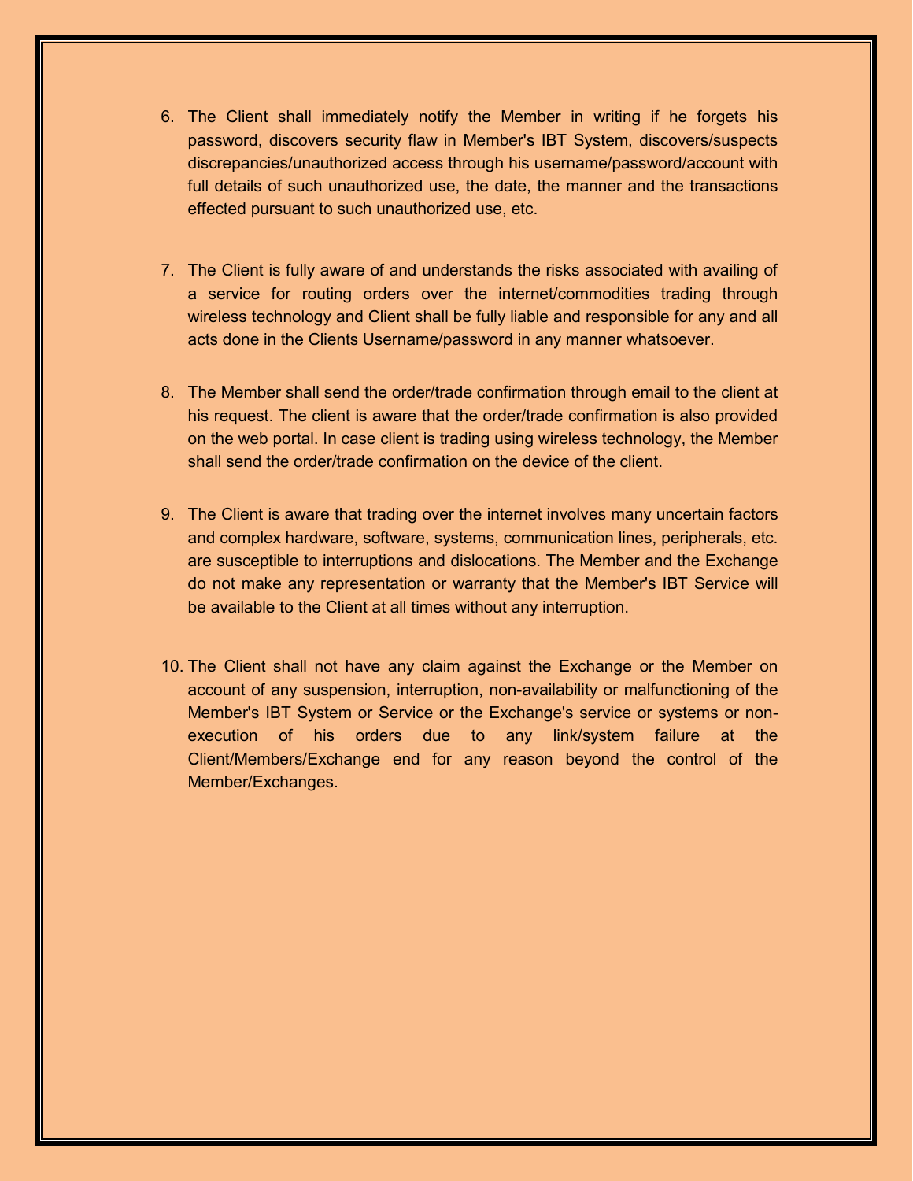6. The Client shall immediately notify the Member in writing if he forgets his password, discovers security flaw in Member's IBT System, discovers/suspects discrepancies/unauthorized access through his username/password/account with full details of such unauthorized use, the date, the manner and the transactions effected pursuant to such unauthorized use, etc.

7. The Client is fully aware of and understands the risks associated with availing of a service for routing orders over the internet/commodities trading through wireless technology and Client shall be fully liable and responsible for any and all acts done in the Clients Username/password in any manner whatsoever.

8. The Member shall send the order/trade confirmation through email to the client at his request. The client is aware that the order/trade confirmation is also provided on the web portal. In case client is trading using wireless technology, the Member shall send the order/trade confirmation on the device of the client.

9. The Client is aware that trading over the internet involves many uncertain factors and complex hardware, software, systems, communication lines, peripherals, etc. are susceptible to interruptions and dislocations. The Member and the Exchange do not make any representation or warranty that the Member's IBT Service will be available to the Client at all times without any interruption.

10. The Client shall not have any claim against the Exchange or the Member on account of any suspension, interruption, non-availability or malfunctioning of the Member's IBT System or Service or the Exchange's service or systems or non-execution of his orders due to any link/system failure at the Client/Members/Exchange end for any reason beyond the control of the Member/Exchanges.